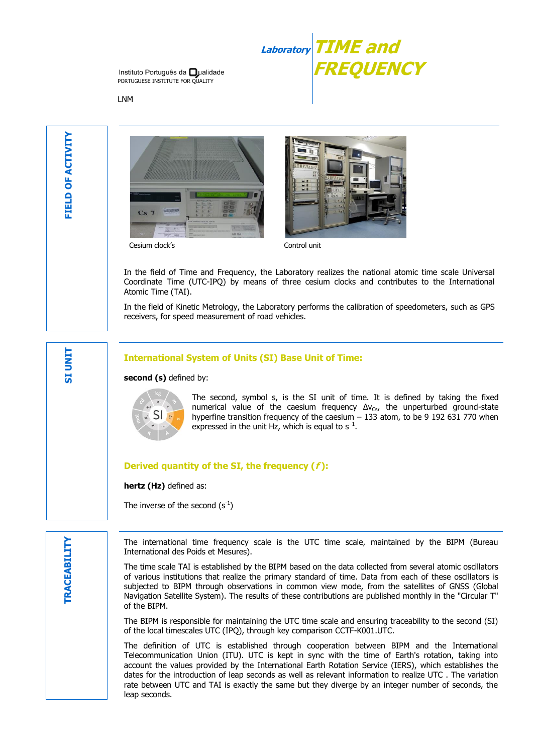Instituto Português da Qualidade
PORTUGUESE INSTITUTE FOR QUALITY

LNM

# Laboratory TIME and FREQUENCY

## FIELD OF ACTIVITY

Cesium clock's

Control unit

In the field of Time and Frequency, the Laboratory realizes the national atomic time scale Universal Coordinate Time (UTC-IPQ) by means of three cesium clocks and contributes to the International Atomic Time (TAI).

In the field of Kinetic Metrology, the Laboratory performs the calibration of speedometers, such as GPS receivers, for speed measurement of road vehicles.

## SI UNIT

### International System of Units (SI) Base Unit of Time:

**second (s)** defined by:

The second, symbol s, is the SI unit of time. It is defined by taking the fixed numerical value of the caesium frequency $\Delta\nu_{Cs}$, the unperturbed ground-state hyperfine transition frequency of the caesium – 133 atom, to be 9 192 631 770 when expressed in the unit Hz, which is equal to $s^{-1}$.

### Derived quantity of the SI, the frequency ($f$):

**hertz (Hz)** defined as:

The inverse of the second ($s^{-1}$)

## TRACEABILITY

The international time frequency scale is the UTC time scale, maintained by the BIPM (Bureau International des Poids et Mesures).

The time scale TAI is established by the BIPM based on the data collected from several atomic oscillators of various institutions that realize the primary standard of time. Data from each of these oscillators is subjected to BIPM through observations in common view mode, from the satellites of GNSS (Global Navigation Satellite System). The results of these contributions are published monthly in the "Circular T" of the BIPM.

The BIPM is responsible for maintaining the UTC time scale and ensuring traceability to the second (SI) of the local timescales UTC (IPQ), through key comparison CCTF-K001.UTC.

The definition of UTC is established through cooperation between BIPM and the International Telecommunication Union (ITU). UTC is kept in sync with the time of Earth's rotation, taking into account the values provided by the International Earth Rotation Service (IERS), which establishes the dates for the introduction of leap seconds as well as relevant information to realize UTC . The variation rate between UTC and TAI is exactly the same but they diverge by an integer number of seconds, the leap seconds.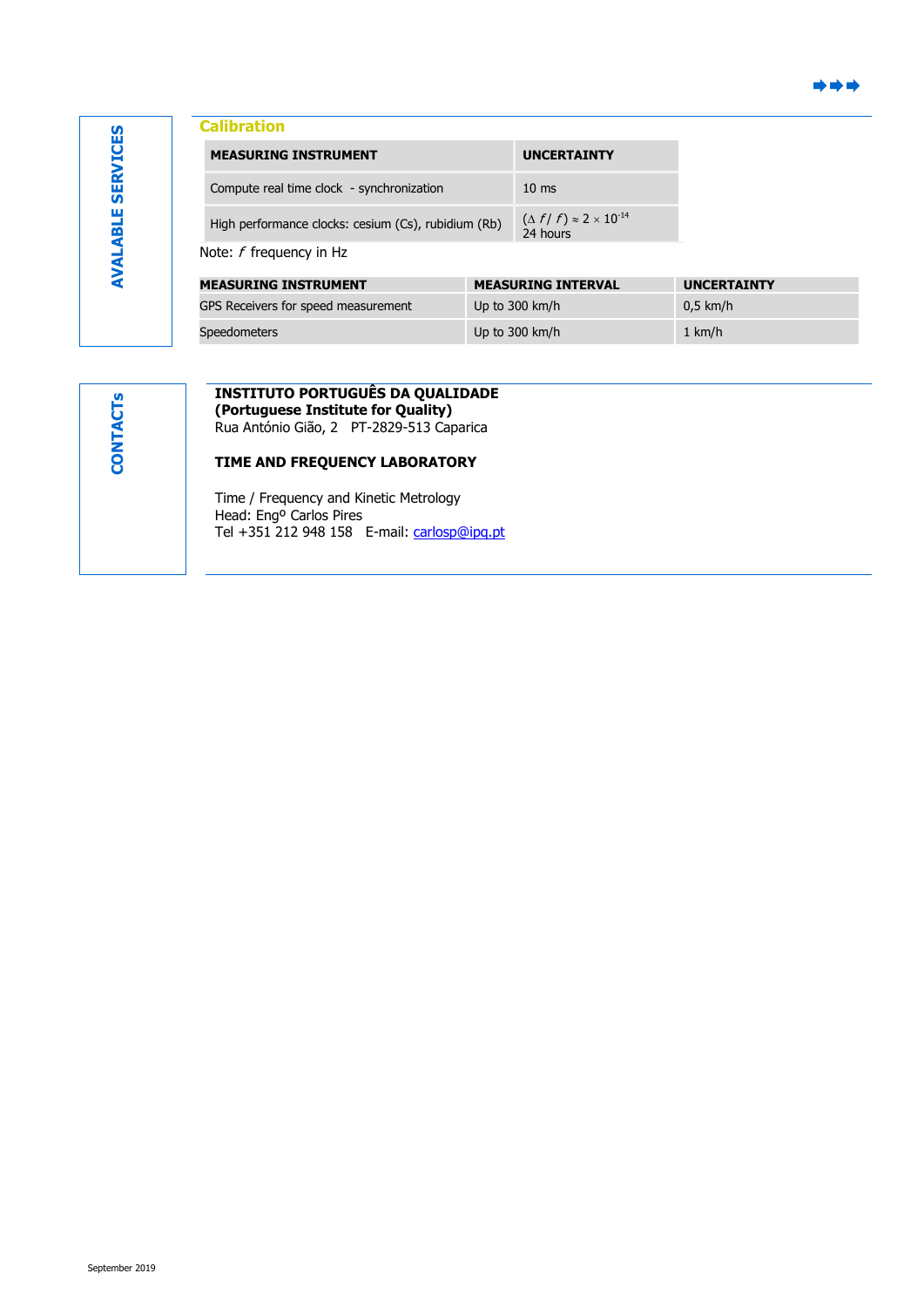**AVALABLE SERVICES**

## Calibration

| MEASURING INSTRUMENT | UNCERTAINTY |
|---|---|
| Compute real time clock - synchronization | 10 ms |
| High performance clocks: cesium (Cs), rubidium (Rb) | $(\Delta f / f) \approx 2 \times 10^{-14}$ 24 hours |

Note: $f$ frequency in Hz

| MEASURING INSTRUMENT | MEASURING INTERVAL | UNCERTAINTY |
|---|---|---|
| GPS Receivers for speed measurement | Up to 300 km/h | 0,5 km/h |
| Speedometers | Up to 300 km/h | 1 km/h |

**CONTACTs**

**INSTITUTO PORTUGUÊS DA QUALIDADE**
**(Portuguese Institute for Quality)**
Rua António Gião, 2 PT-2829-513 Caparica

**TIME AND FREQUENCY LABORATORY**

Time / Frequency and Kinetic Metrology
Head: Engº Carlos Pires
Tel +351 212 948 158 E-mail: carlosp@ipq.pt

September 2019